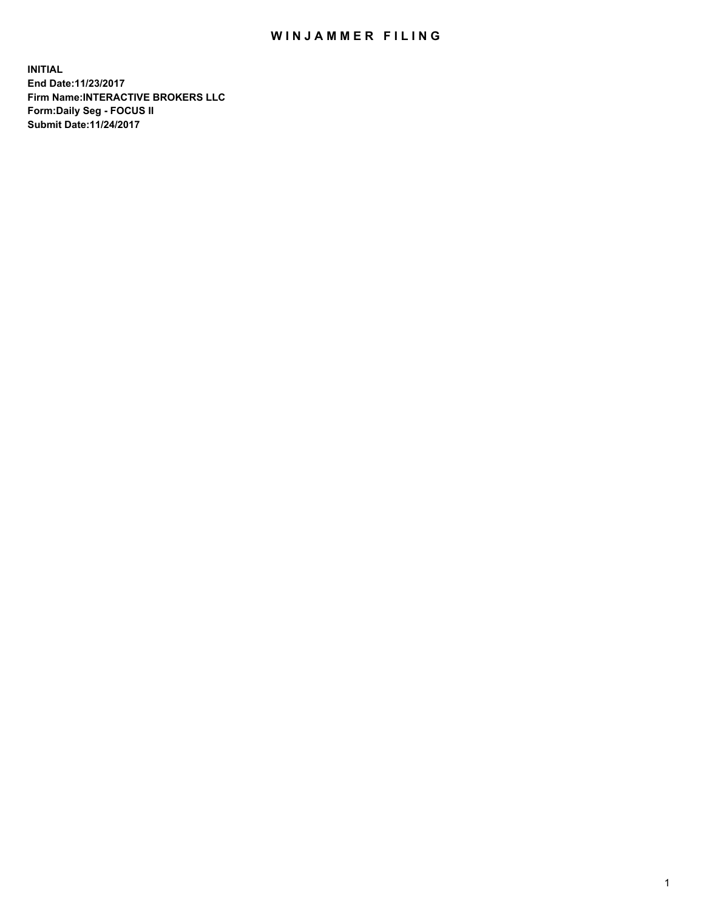# WINJAMMER FILING

**INITIAL**
**End Date:11/23/2017**
**Firm Name:INTERACTIVE BROKERS LLC**
**Form:Daily Seg - FOCUS II**
**Submit Date:11/24/2017**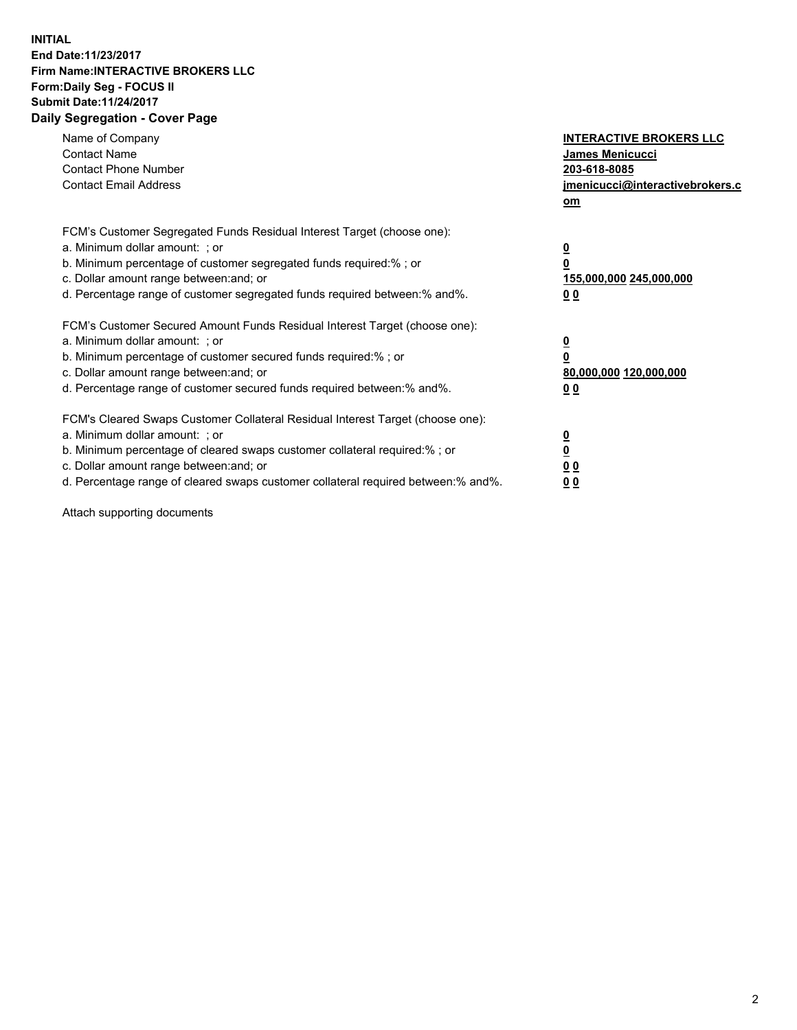**INITIAL**
**End Date:11/23/2017**
**Firm Name:INTERACTIVE BROKERS LLC**
**Form:Daily Seg - FOCUS II**
**Submit Date:11/24/2017**
**Daily Segregation - Cover Page**

| | |
|---|---|
| Name of Company | **INTERACTIVE BROKERS LLC** |
| Contact Name | **James Menicucci** |
| Contact Phone Number | **203-618-8085** |
| Contact Email Address | **jmenicucci@interactivebrokers.com** |

FCM's Customer Segregated Funds Residual Interest Target (choose one):

| | |
|---|---|
| a. Minimum dollar amount: ; or | **0** |
| b. Minimum percentage of customer segregated funds required:% ; or | **0** |
| c. Dollar amount range between:and; or | **155,000,000 245,000,000** |
| d. Percentage range of customer segregated funds required between:% and%. | **0 0** |

FCM's Customer Secured Amount Funds Residual Interest Target (choose one):

| | |
|---|---|
| a. Minimum dollar amount: ; or | **0** |
| b. Minimum percentage of customer secured funds required:% ; or | **0** |
| c. Dollar amount range between:and; or | **80,000,000 120,000,000** |
| d. Percentage range of customer secured funds required between:% and%. | **0 0** |

FCM's Cleared Swaps Customer Collateral Residual Interest Target (choose one):

| | |
|---|---|
| a. Minimum dollar amount: ; or | **0** |
| b. Minimum percentage of cleared swaps customer collateral required:% ; or | **0** |
| c. Dollar amount range between:and; or | **0 0** |
| d. Percentage range of cleared swaps customer collateral required between:% and%. | **0 0** |

Attach supporting documents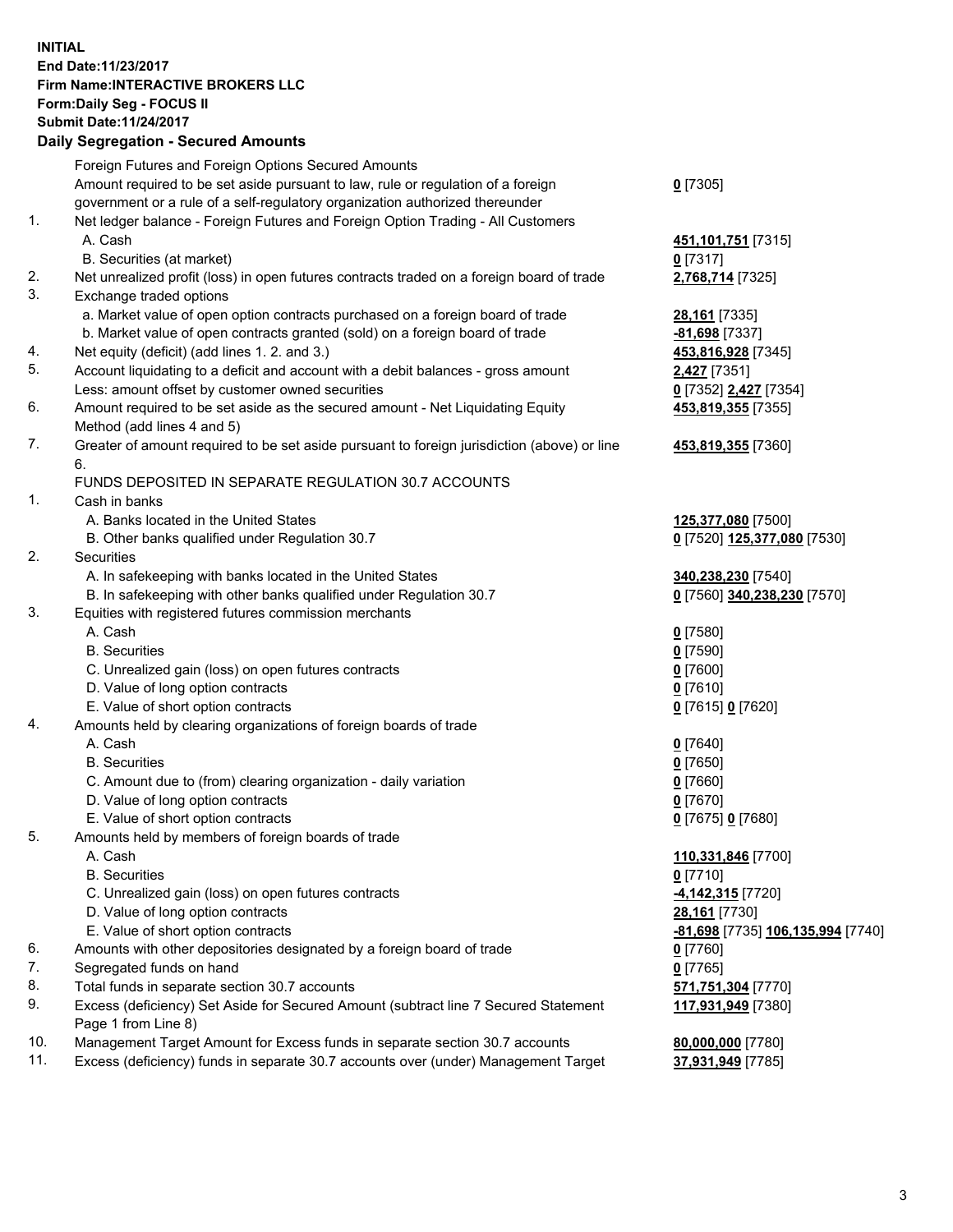**INITIAL**
**End Date:11/23/2017**
**Firm Name:INTERACTIVE BROKERS LLC**
**Form:Daily Seg - FOCUS II**
**Submit Date:11/24/2017**

### Daily Segregation - Secured Amounts

| | | |
|---|---|---|
| | Foreign Futures and Foreign Options Secured Amounts | |
| | Amount required to be set aside pursuant to law, rule or regulation of a foreign government or a rule of a self-regulatory organization authorized thereunder | **0** [7305] |
| 1. | Net ledger balance - Foreign Futures and Foreign Option Trading - All Customers | |
| | A. Cash | **451,101,751** [7315] |
| | B. Securities (at market) | **0** [7317] |
| 2. | Net unrealized profit (loss) in open futures contracts traded on a foreign board of trade | **2,768,714** [7325] |
| 3. | Exchange traded options | |
| | a. Market value of open option contracts purchased on a foreign board of trade | **28,161** [7335] |
| | b. Market value of open contracts granted (sold) on a foreign board of trade | **-81,698** [7337] |
| 4. | Net equity (deficit) (add lines 1. 2. and 3.) | **453,816,928** [7345] |
| 5. | Account liquidating to a deficit and account with a debit balances - gross amount | **2,427** [7351] |
| | Less: amount offset by customer owned securities | **0** [7352] **2,427** [7354] |
| 6. | Amount required to be set aside as the secured amount - Net Liquidating Equity Method (add lines 4 and 5) | **453,819,355** [7355] |
| 7. | Greater of amount required to be set aside pursuant to foreign jurisdiction (above) or line 6. | **453,819,355** [7360] |
| | FUNDS DEPOSITED IN SEPARATE REGULATION 30.7 ACCOUNTS | |
| 1. | Cash in banks | |
| | A. Banks located in the United States | **125,377,080** [7500] |
| | B. Other banks qualified under Regulation 30.7 | **0** [7520] **125,377,080** [7530] |
| 2. | Securities | |
| | A. In safekeeping with banks located in the United States | **340,238,230** [7540] |
| | B. In safekeeping with other banks qualified under Regulation 30.7 | **0** [7560] **340,238,230** [7570] |
| 3. | Equities with registered futures commission merchants | |
| | A. Cash | **0** [7580] |
| | B. Securities | **0** [7590] |
| | C. Unrealized gain (loss) on open futures contracts | **0** [7600] |
| | D. Value of long option contracts | **0** [7610] |
| | E. Value of short option contracts | **0** [7615] **0** [7620] |
| 4. | Amounts held by clearing organizations of foreign boards of trade | |
| | A. Cash | **0** [7640] |
| | B. Securities | **0** [7650] |
| | C. Amount due to (from) clearing organization - daily variation | **0** [7660] |
| | D. Value of long option contracts | **0** [7670] |
| | E. Value of short option contracts | **0** [7675] **0** [7680] |
| 5. | Amounts held by members of foreign boards of trade | |
| | A. Cash | **110,331,846** [7700] |
| | B. Securities | **0** [7710] |
| | C. Unrealized gain (loss) on open futures contracts | **-4,142,315** [7720] |
| | D. Value of long option contracts | **28,161** [7730] |
| | E. Value of short option contracts | **-81,698** [7735] **106,135,994** [7740] |
| 6. | Amounts with other depositories designated by a foreign board of trade | **0** [7760] |
| 7. | Segregated funds on hand | **0** [7765] |
| 8. | Total funds in separate section 30.7 accounts | **571,751,304** [7770] |
| 9. | Excess (deficiency) Set Aside for Secured Amount (subtract line 7 Secured Statement Page 1 from Line 8) | **117,931,949** [7380] |
| 10. | Management Target Amount for Excess funds in separate section 30.7 accounts | **80,000,000** [7780] |
| 11. | Excess (deficiency) funds in separate 30.7 accounts over (under) Management Target | **37,931,949** [7785] |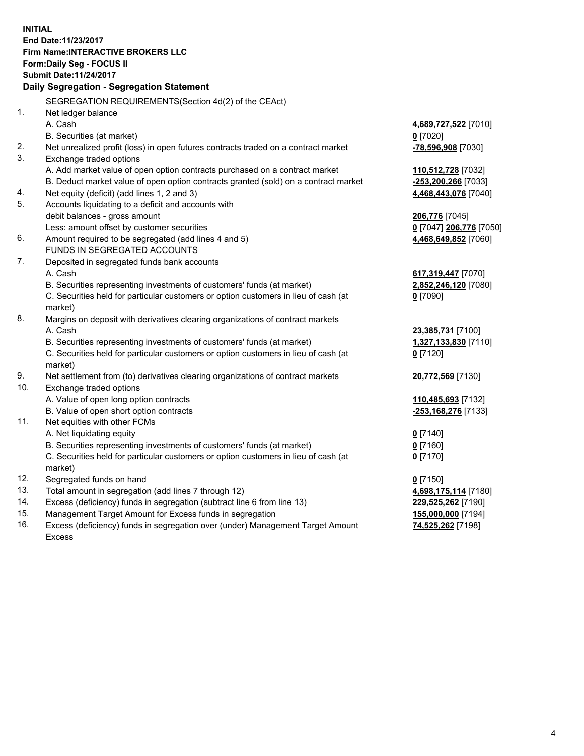**INITIAL**
**End Date:11/23/2017**
**Firm Name:INTERACTIVE BROKERS LLC**
**Form:Daily Seg - FOCUS II**
**Submit Date:11/24/2017**

## Daily Segregation - Segregation Statement

| | | |
|---|---|---|
| | SEGREGATION REQUIREMENTS(Section 4d(2) of the CEAct) | |
| 1. | Net ledger balance | |
| | A. Cash | **4,689,727,522** [7010] |
| | B. Securities (at market) | **0** [7020] |
| 2. | Net unrealized profit (loss) in open futures contracts traded on a contract market | **-78,596,908** [7030] |
| 3. | Exchange traded options | |
| | A. Add market value of open option contracts purchased on a contract market | **110,512,728** [7032] |
| | B. Deduct market value of open option contracts granted (sold) on a contract market | **-253,200,266** [7033] |
| 4. | Net equity (deficit) (add lines 1, 2 and 3) | **4,468,443,076** [7040] |
| 5. | Accounts liquidating to a deficit and accounts with | |
| | debit balances - gross amount | **206,776** [7045] |
| | Less: amount offset by customer securities | **0** [7047] **206,776** [7050] |
| 6. | Amount required to be segregated (add lines 4 and 5) | **4,468,649,852** [7060] |
| | FUNDS IN SEGREGATED ACCOUNTS | |
| 7. | Deposited in segregated funds bank accounts | |
| | A. Cash | **617,319,447** [7070] |
| | B. Securities representing investments of customers' funds (at market) | **2,852,246,120** [7080] |
| | C. Securities held for particular customers or option customers in lieu of cash (at market) | **0** [7090] |
| 8. | Margins on deposit with derivatives clearing organizations of contract markets | |
| | A. Cash | **23,385,731** [7100] |
| | B. Securities representing investments of customers' funds (at market) | **1,327,133,830** [7110] |
| | C. Securities held for particular customers or option customers in lieu of cash (at market) | **0** [7120] |
| 9. | Net settlement from (to) derivatives clearing organizations of contract markets | **20,772,569** [7130] |
| 10. | Exchange traded options | |
| | A. Value of open long option contracts | **110,485,693** [7132] |
| | B. Value of open short option contracts | **-253,168,276** [7133] |
| 11. | Net equities with other FCMs | |
| | A. Net liquidating equity | **0** [7140] |
| | B. Securities representing investments of customers' funds (at market) | **0** [7160] |
| | C. Securities held for particular customers or option customers in lieu of cash (at market) | **0** [7170] |
| 12. | Segregated funds on hand | **0** [7150] |
| 13. | Total amount in segregation (add lines 7 through 12) | **4,698,175,114** [7180] |
| 14. | Excess (deficiency) funds in segregation (subtract line 6 from line 13) | **229,525,262** [7190] |
| 15. | Management Target Amount for Excess funds in segregation | **155,000,000** [7194] |
| 16. | Excess (deficiency) funds in segregation over (under) Management Target Amount Excess | **74,525,262** [7198] |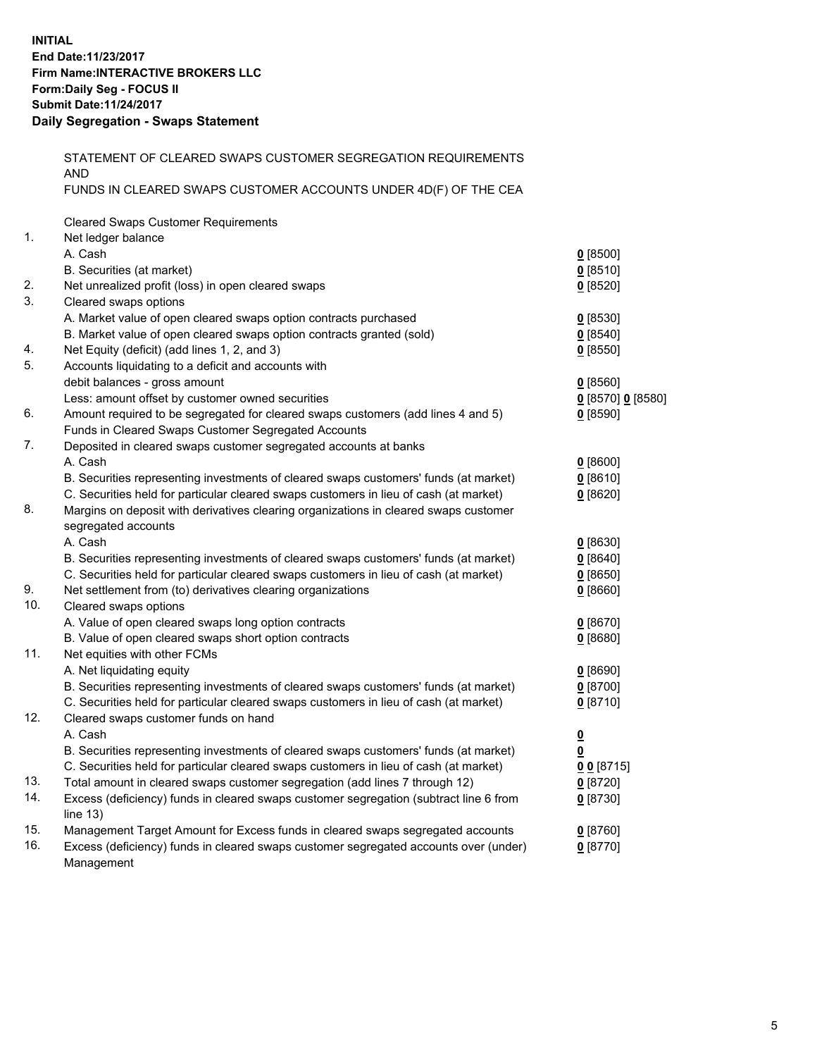**INITIAL**
**End Date:11/23/2017**
**Firm Name:INTERACTIVE BROKERS LLC**
**Form:Daily Seg - FOCUS II**
**Submit Date:11/24/2017**
**Daily Segregation - Swaps Statement**

STATEMENT OF CLEARED SWAPS CUSTOMER SEGREGATION REQUIREMENTS AND FUNDS IN CLEARED SWAPS CUSTOMER ACCOUNTS UNDER 4D(F) OF THE CEA

| | | |
|---|---|---|
| | Cleared Swaps Customer Requirements | |
| 1. | Net ledger balance | |
| | A. Cash | 0 [8500] |
| | B. Securities (at market) | 0 [8510] |
| 2. | Net unrealized profit (loss) in open cleared swaps | 0 [8520] |
| 3. | Cleared swaps options | |
| | A. Market value of open cleared swaps option contracts purchased | 0 [8530] |
| | B. Market value of open cleared swaps option contracts granted (sold) | 0 [8540] |
| 4. | Net Equity (deficit) (add lines 1, 2, and 3) | 0 [8550] |
| 5. | Accounts liquidating to a deficit and accounts with debit balances - gross amount | 0 [8560] |
| | Less: amount offset by customer owned securities | 0 [8570] 0 [8580] |
| 6. | Amount required to be segregated for cleared swaps customers (add lines 4 and 5) | 0 [8590] |
| | Funds in Cleared Swaps Customer Segregated Accounts | |
| 7. | Deposited in cleared swaps customer segregated accounts at banks | |
| | A. Cash | 0 [8600] |
| | B. Securities representing investments of cleared swaps customers' funds (at market) | 0 [8610] |
| | C. Securities held for particular cleared swaps customers in lieu of cash (at market) | 0 [8620] |
| 8. | Margins on deposit with derivatives clearing organizations in cleared swaps customer segregated accounts | |
| | A. Cash | 0 [8630] |
| | B. Securities representing investments of cleared swaps customers' funds (at market) | 0 [8640] |
| | C. Securities held for particular cleared swaps customers in lieu of cash (at market) | 0 [8650] |
| 9. | Net settlement from (to) derivatives clearing organizations | 0 [8660] |
| 10. | Cleared swaps options | |
| | A. Value of open cleared swaps long option contracts | 0 [8670] |
| | B. Value of open cleared swaps short option contracts | 0 [8680] |
| 11. | Net equities with other FCMs | |
| | A. Net liquidating equity | 0 [8690] |
| | B. Securities representing investments of cleared swaps customers' funds (at market) | 0 [8700] |
| | C. Securities held for particular cleared swaps customers in lieu of cash (at market) | 0 [8710] |
| 12. | Cleared swaps customer funds on hand | |
| | A. Cash | 0 |
| | B. Securities representing investments of cleared swaps customers' funds (at market) | 0 |
| | C. Securities held for particular cleared swaps customers in lieu of cash (at market) | 0 0 [8715] |
| 13. | Total amount in cleared swaps customer segregation (add lines 7 through 12) | 0 [8720] |
| 14. | Excess (deficiency) funds in cleared swaps customer segregation (subtract line 6 from line 13) | 0 [8730] |
| 15. | Management Target Amount for Excess funds in cleared swaps segregated accounts | 0 [8760] |
| 16. | Excess (deficiency) funds in cleared swaps customer segregated accounts over (under) Management | 0 [8770] |